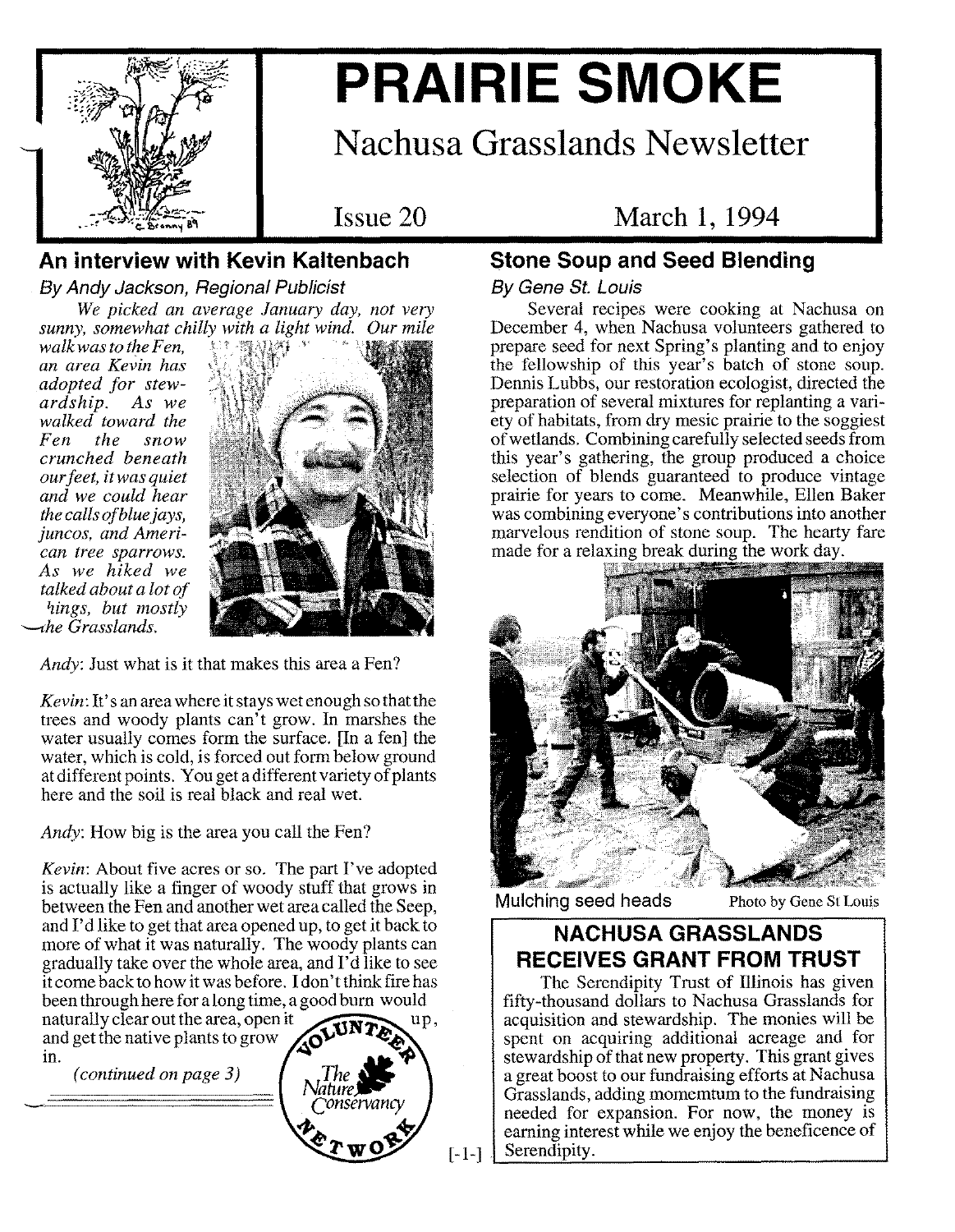# PRAIRIE SMOKE

## Nachusa Grasslands Newsletter

Issue 20 — March 1, 1994

## An interview with Kevin Kaltenbach

*By Andy Jackson, Regional Publicist*

*We picked an average January day, not very sunny, somewhat chilly with a light wind. Our mile walk was to the Fen, an area Kevin has adopted for stewardship. As we walked toward the Fen the snow crunched beneath our feet, it was quiet and we could hear the calls of blue jays, juncos, and American tree sparrows. As we hiked we talked about a lot of things, but mostly the Grasslands.*

*Andy*: Just what is it that makes this area a Fen?

*Kevin*: It's an area where it stays wet enough so that the trees and woody plants can't grow. In marshes the water usually comes form the surface. [In a fen] the water, which is cold, is forced out form below ground at different points. You get a different variety of plants here and the soil is real black and real wet.

*Andy*: How big is the area you call the Fen?

*Kevin*: About five acres or so. The part I've adopted is actually like a finger of woody stuff that grows in between the Fen and another wet area called the Seep, and I'd like to get that area opened up, to get it back to more of what it was naturally. The woody plants can gradually take over the whole area, and I'd like to see it come back to how it was before. I don't think fire has been through here for a long time, a good burn would naturally clear out the area, open it up, and get the native plants to grow in.

*(continued on page 3)*

## Stone Soup and Seed Blending

*By Gene St. Louis*

Several recipes were cooking at Nachusa on December 4, when Nachusa volunteers gathered to prepare seed for next Spring's planting and to enjoy the fellowship of this year's batch of stone soup. Dennis Lubbs, our restoration ecologist, directed the preparation of several mixtures for replanting a variety of habitats, from dry mesic prairie to the soggiest of wetlands. Combining carefully selected seeds from this year's gathering, the group produced a choice selection of blends guaranteed to produce vintage prairie for years to come. Meanwhile, Ellen Baker was combining everyone's contributions into another marvelous rendition of stone soup. The hearty fare made for a relaxing break during the work day.

Mulching seed heads — Photo by Gene St Louis

## NACHUSA GRASSLANDS RECEIVES GRANT FROM TRUST

The Serendipity Trust of Illinois has given fifty-thousand dollars to Nachusa Grasslands for acquisition and stewardship. The monies will be spent on acquiring additional acreage and for stewardship of that new property. This grant gives a great boost to our fundraising efforts at Nachusa Grasslands, adding momemtum to the fundraising needed for expansion. For now, the money is earning interest while we enjoy the beneficence of Serendipity.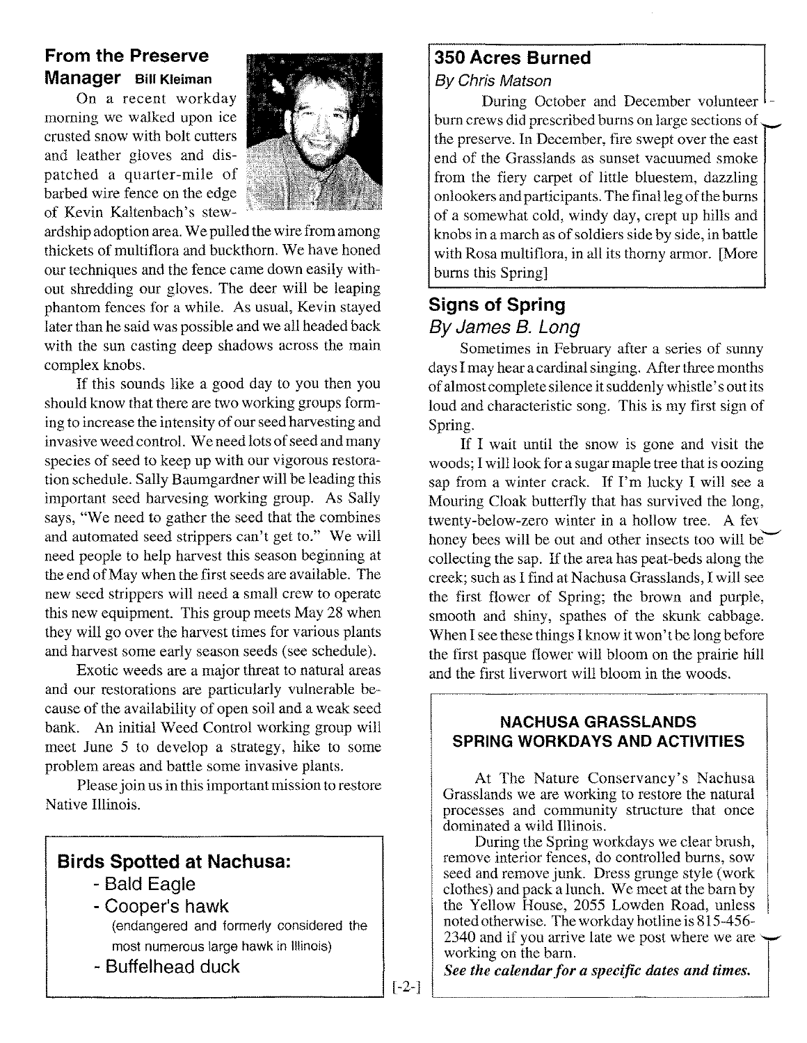## From the Preserve Manager **Bill Kleiman**

On a recent workday morning we walked upon ice crusted snow with bolt cutters and leather gloves and dispatched a quarter-mile of barbed wire fence on the edge of Kevin Kaltenbach's stewardship adoption area. We pulled the wire from among thickets of multiflora and buckthorn. We have honed our techniques and the fence came down easily without shredding our gloves. The deer will be leaping phantom fences for a while. As usual, Kevin stayed later than he said was possible and we all headed back with the sun casting deep shadows across the main complex knobs.

If this sounds like a good day to you then you should know that there are two working groups forming to increase the intensity of our seed harvesting and invasive weed control. We need lots of seed and many species of seed to keep up with our vigorous restoration schedule. Sally Baumgardner will be leading this important seed harvesing working group. As Sally says, "We need to gather the seed that the combines and automated seed strippers can't get to." We will need people to help harvest this season beginning at the end of May when the first seeds are available. The new seed strippers will need a small crew to operate this new equipment. This group meets May 28 when they will go over the harvest times for various plants and harvest some early season seeds (see schedule).

Exotic weeds are a major threat to natural areas and our restorations are particularly vulnerable because of the availability of open soil and a weak seed bank. An initial Weed Control working group will meet June 5 to develop a strategy, hike to some problem areas and battle some invasive plants.

Please join us in this important mission to restore Native Illinois.

### Birds Spotted at Nachusa:

- Bald Eagle
- Cooper's hawk
  (endangered and formerly considered the most numerous large hawk in Illinois)
- Buffelhead duck

## 350 Acres Burned

*By Chris Matson*

During October and December volunteer burn crews did prescribed burns on large sections of the preserve. In December, fire swept over the east end of the Grasslands as sunset vacuumed smoke from the fiery carpet of little bluestem, dazzling onlookers and participants. The final leg of the burns of a somewhat cold, windy day, crept up hills and knobs in a march as of soldiers side by side, in battle with Rosa multiflora, in all its thorny armor. [More burns this Spring]

## Signs of Spring

*By James B. Long*

Sometimes in February after a series of sunny days I may hear a cardinal singing. After three months of almost complete silence it suddenly whistle's out its loud and characteristic song. This is my first sign of Spring.

If I wait until the snow is gone and visit the woods; I will look for a sugar maple tree that is oozing sap from a winter crack. If I'm lucky I will see a Mouring Cloak butterfly that has survived the long, twenty-below-zero winter in a hollow tree. A few honey bees will be out and other insects too will be collecting the sap. If the area has peat-beds along the creek; such as I find at Nachusa Grasslands, I will see the first flower of Spring; the brown and purple, smooth and shiny, spathes of the skunk cabbage. When I see these things I know it won't be long before the first pasque flower will bloom on the prairie hill and the first liverwort will bloom in the woods.

### NACHUSA GRASSLANDS SPRING WORKDAYS AND ACTIVITIES

At The Nature Conservancy's Nachusa Grasslands we are working to restore the natural processes and community structure that once dominated a wild Illinois.

During the Spring workdays we clear brush, remove interior fences, do controlled burns, sow seed and remove junk. Dress grunge style (work clothes) and pack a lunch. We meet at the barn by the Yellow House, 2055 Lowden Road, unless noted otherwise. The workday hotline is 815-456-2340 and if you arrive late we post where we are working on the barn.

***See the calendar for a specific dates and times.***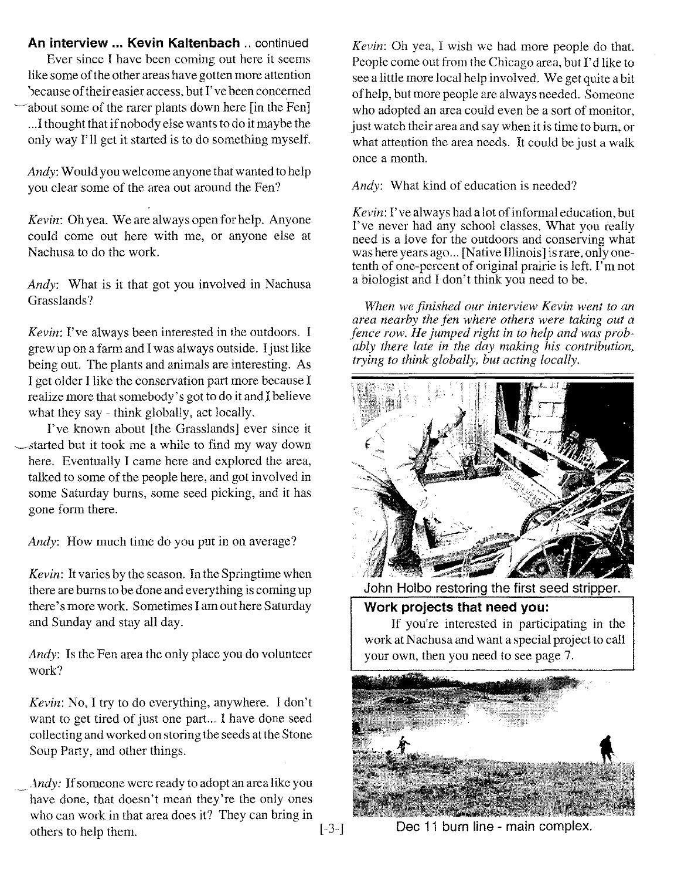**An interview ... Kevin Kaltenbach** .. continued

Ever since I have been coming out here it seems like some of the other areas have gotten more attention because of their easier access, but I've been concerned about some of the rarer plants down here [in the Fen] ...I thought that if nobody else wants to do it maybe the only way I'll get it started is to do something myself.

*Andy*: Would you welcome anyone that wanted to help you clear some of the area out around the Fen?

*Kevin*: Oh yea. We are always open for help. Anyone could come out here with me, or anyone else at Nachusa to do the work.

*Andy*: What is it that got you involved in Nachusa Grasslands?

*Kevin*: I've always been interested in the outdoors. I grew up on a farm and I was always outside. I just like being out. The plants and animals are interesting. As I get older I like the conservation part more because I realize more that somebody's got to do it and I believe what they say - think globally, act locally.

I've known about [the Grasslands] ever since it started but it took me a while to find my way down here. Eventually I came here and explored the area, talked to some of the people here, and got involved in some Saturday burns, some seed picking, and it has gone form there.

*Andy*: How much time do you put in on average?

*Kevin*: It varies by the season. In the Springtime when there are burns to be done and everything is coming up there's more work. Sometimes I am out here Saturday and Sunday and stay all day.

*Andy*: Is the Fen area the only place you do volunteer work?

*Kevin*: No, I try to do everything, anywhere. I don't want to get tired of just one part... I have done seed collecting and worked on storing the seeds at the Stone Soup Party, and other things.

*Andy*: If someone were ready to adopt an area like you have done, that doesn't mean they're the only ones who can work in that area does it? They can bring in others to help them.

*Kevin*: Oh yea, I wish we had more people do that. People come out from the Chicago area, but I'd like to see a little more local help involved. We get quite a bit of help, but more people are always needed. Someone who adopted an area could even be a sort of monitor, just watch their area and say when it is time to burn, or what attention the area needs. It could be just a walk once a month.

*Andy*: What kind of education is needed?

*Kevin*: I've always had a lot of informal education, but I've never had any school classes. What you really need is a love for the outdoors and conserving what was here years ago... [Native Illinois] is rare, only one-tenth of one-percent of original prairie is left. I'm not a biologist and I don't think you need to be.

*When we finished our interview Kevin went to an area nearby the fen where others were taking out a fence row. He jumped right in to help and was probably there late in the day making his contribution, trying to think globally, but acting locally.*

John Holbo restoring the first seed stripper.

**Work projects that need you:**

If you're interested in participating in the work at Nachusa and want a special project to call your own, then you need to see page 7.

Dec 11 burn line - main complex.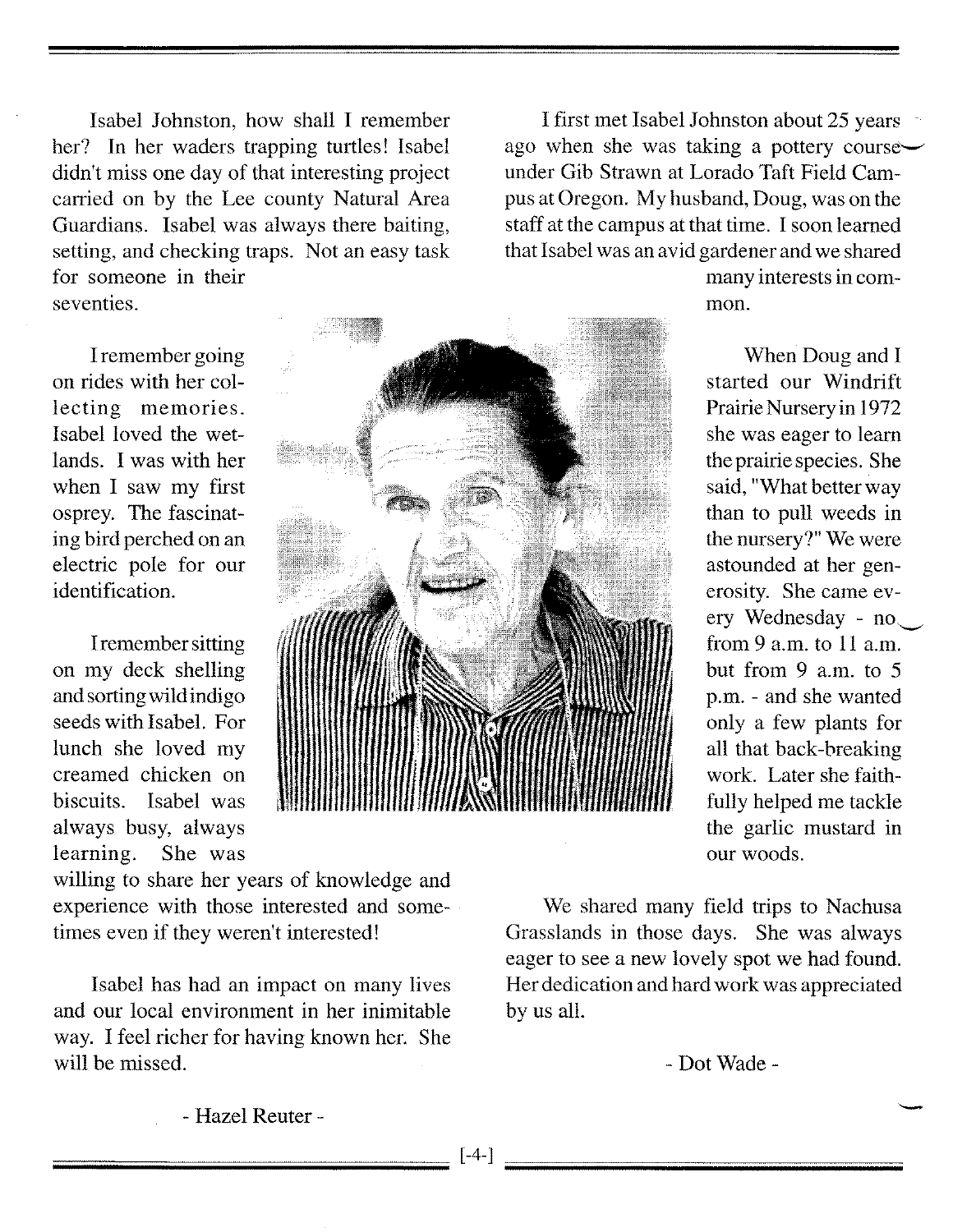Isabel Johnston, how shall I remember her? In her waders trapping turtles! Isabel didn't miss one day of that interesting project carried on by the Lee county Natural Area Guardians. Isabel was always there baiting, setting, and checking traps. Not an easy task for someone in their seventies.

I remember going on rides with her collecting memories. Isabel loved the wetlands. I was with her when I saw my first osprey. The fascinating bird perched on an electric pole for our identification.

I remember sitting on my deck shelling and sorting wild indigo seeds with Isabel. For lunch she loved my creamed chicken on biscuits. Isabel was always busy, always learning. She was willing to share her years of knowledge and experience with those interested and sometimes even if they weren't interested!

Isabel has had an impact on many lives and our local environment in her inimitable way. I feel richer for having known her. She will be missed.

- Hazel Reuter -

I first met Isabel Johnston about 25 years ago when she was taking a pottery course under Gib Strawn at Lorado Taft Field Campus at Oregon. My husband, Doug, was on the staff at the campus at that time. I soon learned that Isabel was an avid gardener and we shared many interests in common.

When Doug and I started our Windrift Prairie Nursery in 1972 she was eager to learn the prairie species. She said, "What better way than to pull weeds in the nursery?" We were astounded at her generosity. She came every Wednesday - no from 9 a.m. to 11 a.m. but from 9 a.m. to 5 p.m. - and she wanted only a few plants for all that back-breaking work. Later she faithfully helped me tackle the garlic mustard in our woods.

We shared many field trips to Nachusa Grasslands in those days. She was always eager to see a new lovely spot we had found. Her dedication and hard work was appreciated by us all.

- Dot Wade -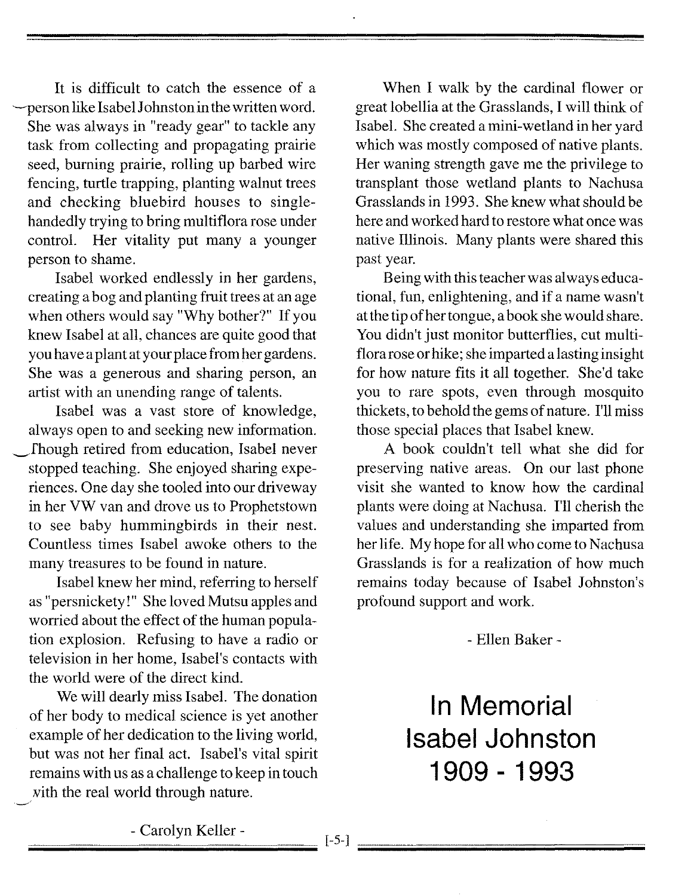# In Memorial Isabel Johnston 1909 - 1993

It is difficult to catch the essence of a person like Isabel Johnston in the written word. She was always in "ready gear" to tackle any task from collecting and propagating prairie seed, burning prairie, rolling up barbed wire fencing, turtle trapping, planting walnut trees and checking bluebird houses to single-handedly trying to bring multiflora rose under control. Her vitality put many a younger person to shame.

Isabel worked endlessly in her gardens, creating a bog and planting fruit trees at an age when others would say "Why bother?" If you knew Isabel at all, chances are quite good that you have a plant at your place from her gardens. She was a generous and sharing person, an artist with an unending range of talents.

Isabel was a vast store of knowledge, always open to and seeking new information. Though retired from education, Isabel never stopped teaching. She enjoyed sharing experiences. One day she tooled into our driveway in her VW van and drove us to Prophetstown to see baby hummingbirds in their nest. Countless times Isabel awoke others to the many treasures to be found in nature.

Isabel knew her mind, referring to herself as "persnickety!" She loved Mutsu apples and worried about the effect of the human population explosion. Refusing to have a radio or television in her home, Isabel's contacts with the world were of the direct kind.

We will dearly miss Isabel. The donation of her body to medical science is yet another example of her dedication to the living world, but was not her final act. Isabel's vital spirit remains with us as a challenge to keep in touch with the real world through nature.

\- Carolyn Keller -

When I walk by the cardinal flower or great lobellia at the Grasslands, I will think of Isabel. She created a mini-wetland in her yard which was mostly composed of native plants. Her waning strength gave me the privilege to transplant those wetland plants to Nachusa Grasslands in 1993. She knew what should be here and worked hard to restore what once was native Illinois. Many plants were shared this past year.

Being with this teacher was always educational, fun, enlightening, and if a name wasn't at the tip of her tongue, a book she would share. You didn't just monitor butterflies, cut multiflora rose or hike; she imparted a lasting insight for how nature fits it all together. She'd take you to rare spots, even through mosquito thickets, to behold the gems of nature. I'll miss those special places that Isabel knew.

A book couldn't tell what she did for preserving native areas. On our last phone visit she wanted to know how the cardinal plants were doing at Nachusa. I'll cherish the values and understanding she imparted from her life. My hope for all who come to Nachusa Grasslands is for a realization of how much remains today because of Isabel Johnston's profound support and work.

\- Ellen Baker -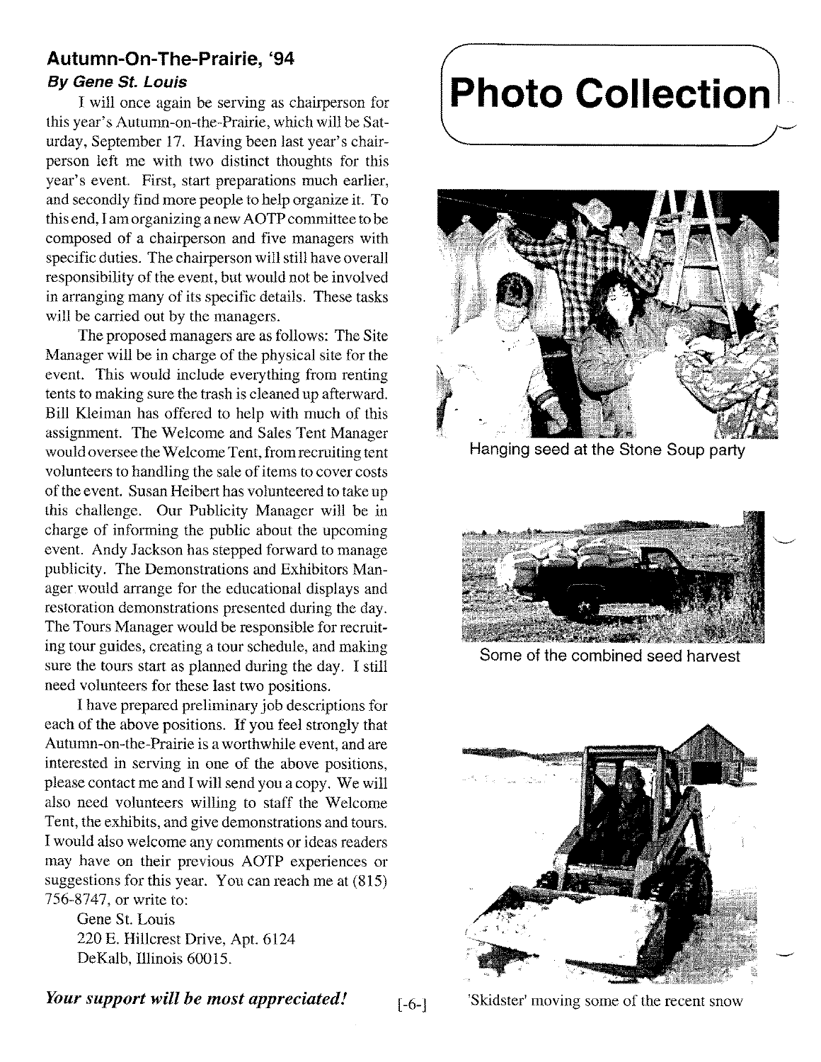## Autumn-On-The-Prairie, '94

***By Gene St. Louis***

I will once again be serving as chairperson for this year's Autumn-on-the-Prairie, which will be Saturday, September 17. Having been last year's chairperson left me with two distinct thoughts for this year's event. First, start preparations much earlier, and secondly find more people to help organize it. To this end, I am organizing a new AOTP committee to be composed of a chairperson and five managers with specific duties. The chairperson will still have overall responsibility of the event, but would not be involved in arranging many of its specific details. These tasks will be carried out by the managers.

The proposed managers are as follows: The Site Manager will be in charge of the physical site for the event. This would include everything from renting tents to making sure the trash is cleaned up afterward. Bill Kleiman has offered to help with much of this assignment. The Welcome and Sales Tent Manager would oversee the Welcome Tent, from recruiting tent volunteers to handling the sale of items to cover costs of the event. Susan Heibert has volunteered to take up this challenge. Our Publicity Manager will be in charge of informing the public about the upcoming event. Andy Jackson has stepped forward to manage publicity. The Demonstrations and Exhibitors Manager would arrange for the educational displays and restoration demonstrations presented during the day. The Tours Manager would be responsible for recruiting tour guides, creating a tour schedule, and making sure the tours start as planned during the day. I still need volunteers for these last two positions.

I have prepared preliminary job descriptions for each of the above positions. If you feel strongly that Autumn-on-the-Prairie is a worthwhile event, and are interested in serving in one of the above positions, please contact me and I will send you a copy. We will also need volunteers willing to staff the Welcome Tent, the exhibits, and give demonstrations and tours. I would also welcome any comments or ideas readers may have on their previous AOTP experiences or suggestions for this year. You can reach me at (815) 756-8747, or write to:

Gene St. Louis
220 E. Hillcrest Drive, Apt. 6124
DeKalb, Illinois 60015.

***Your support will be most appreciated!***

## Photo Collection

Hanging seed at the Stone Soup party

Some of the combined seed harvest

'Skidster' moving some of the recent snow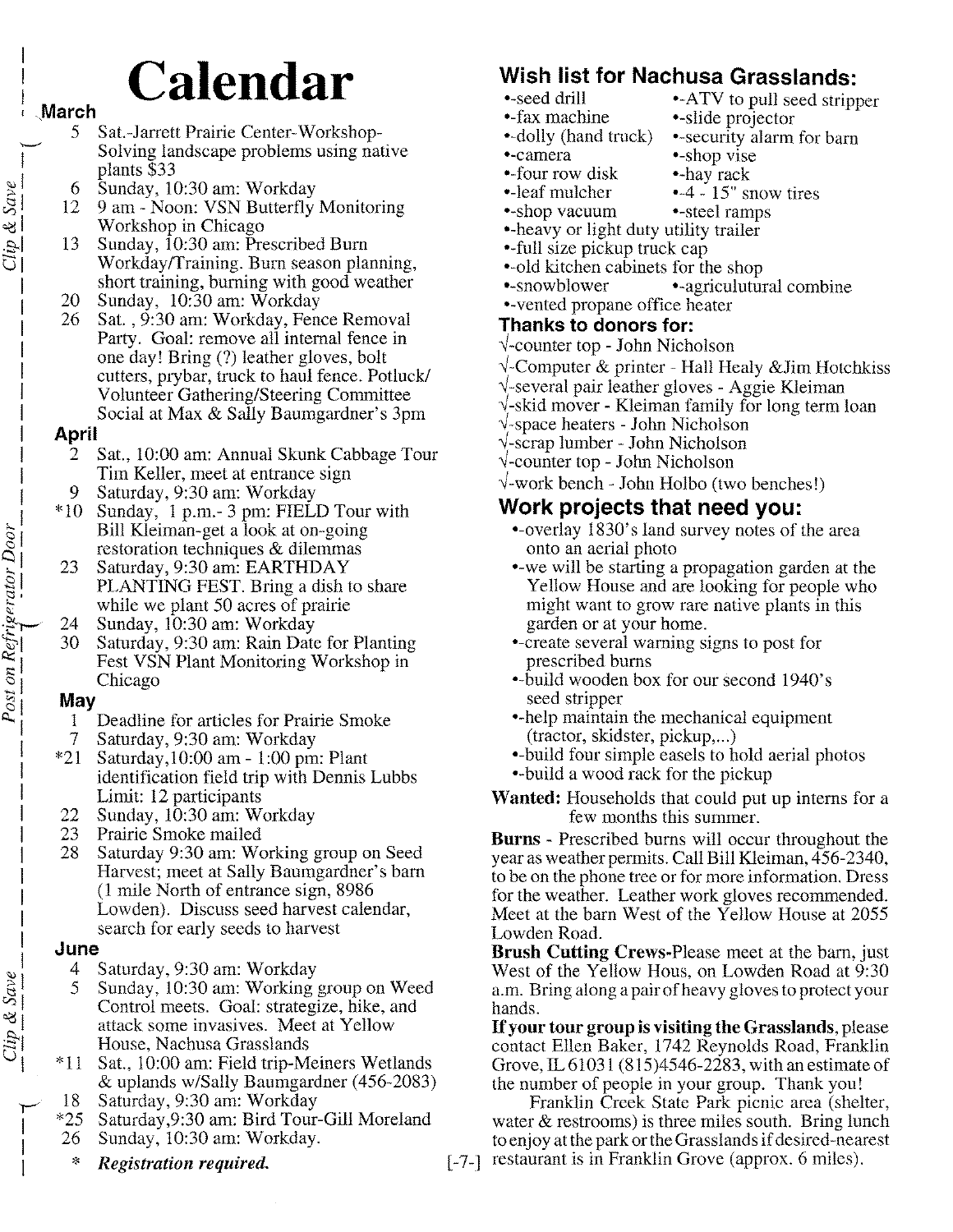# Calendar

### March

- 5 Sat.-Jarrett Prairie Center-Workshop-Solving landscape problems using native plants $33
- 6 Sunday, 10:30 am: Workday
- 12 9 am - Noon: VSN Butterfly Monitoring Workshop in Chicago
- 13 Sunday, 10:30 am: Prescribed Burn Workday/Training. Burn season planning, short training, burning with good weather
- 20 Sunday, 10:30 am: Workday
- 26 Sat., 9:30 am: Workday, Fence Removal Party. Goal: remove all internal fence in one day! Bring (?) leather gloves, bolt cutters, prybar, truck to haul fence. Potluck/ Volunteer Gathering/Steering Committee Social at Max & Sally Baumgardner's 3pm

### April

- 2 Sat., 10:00 am: Annual Skunk Cabbage Tour Tim Keller, meet at entrance sign
- 9 Saturday, 9:30 am: Workday
- *10 Sunday, 1 p.m.- 3 pm: FIELD Tour with Bill Kleiman-get a look at on-going restoration techniques & dilemmas
- 23 Saturday, 9:30 am: EARTHDAY PLANTING FEST. Bring a dish to share while we plant 50 acres of prairie
- 24 Sunday, 10:30 am: Workday
- 30 Saturday, 9:30 am: Rain Date for Planting Fest VSN Plant Monitoring Workshop in Chicago

### May

- 1 Deadline for articles for Prairie Smoke
- 7 Saturday, 9:30 am: Workday
- *21 Saturday, 10:00 am - 1:00 pm: Plant identification field trip with Dennis Lubbs Limit: 12 participants
- 22 Sunday, 10:30 am: Workday
- 23 Prairie Smoke mailed
- 28 Saturday 9:30 am: Working group on Seed Harvest; meet at Sally Baumgardner's barn (1 mile North of entrance sign, 8986 Lowden). Discuss seed harvest calendar, search for early seeds to harvest

### June

- 4 Saturday, 9:30 am: Workday
- 5 Sunday, 10:30 am: Working group on Weed Control meets. Goal: strategize, hike, and attack some invasives. Meet at Yellow House, Nachusa Grasslands
- *11 Sat., 10:00 am: Field trip-Meiners Wetlands & uplands w/Sally Baumgardner (456-2083)
- 18 Saturday, 9:30 am: Workday
- *25 Saturday, 9:30 am: Bird Tour-Gill Moreland
- 26 Sunday, 10:30 am: Workday.

\* ***Registration required.***

## Wish list for Nachusa Grasslands:

- seed drill
- ATV to pull seed stripper
- fax machine
- slide projector
- dolly (hand truck)
- security alarm for barn
- camera
- shop vise
- four row disk
- hay rack
- leaf mulcher
- 4 - 15" snow tires
- shop vacuum
- steel ramps
- heavy or light duty utility trailer
- full size pickup truck cap
- old kitchen cabinets for the shop
- snowblower
- agriculutural combine
- vented propane office heater

## Thanks to donors for:

- √-counter top - John Nicholson
- √-Computer & printer - Hall Healy &Jim Hotchkiss
- √-several pair leather gloves - Aggie Kleiman
- √-skid mover - Kleiman family for long term loan
- √-space heaters - John Nicholson
- √-scrap lumber - John Nicholson
- √-counter top - John Nicholson
- √-work bench - John Holbo (two benches!)

## Work projects that need you:

- overlay 1830's land survey notes of the area onto an aerial photo
- we will be starting a propagation garden at the Yellow House and are looking for people who might want to grow rare native plants in this garden or at your home.
- create several warning signs to post for prescribed burns
- build wooden box for our second 1940's seed stripper
- help maintain the mechanical equipment (tractor, skidster, pickup,...)
- build four simple easels to hold aerial photos
- build a wood rack for the pickup

**Wanted:** Households that could put up interns for a few months this summer.

**Burns** - Prescribed burns will occur throughout the year as weather permits. Call Bill Kleiman, 456-2340, to be on the phone tree or for more information. Dress for the weather. Leather work gloves recommended. Meet at the barn West of the Yellow House at 2055 Lowden Road.

**Brush Cutting Crews**-Please meet at the barn, just West of the Yellow Hous, on Lowden Road at 9:30 a.m. Bring along a pair of heavy gloves to protect your hands.

**If your tour group is visiting the Grasslands**, please contact Ellen Baker, 1742 Reynolds Road, Franklin Grove, IL 61031 (815)4546-2283, with an estimate of the number of people in your group. Thank you!

Franklin Creek State Park picnic area (shelter, water & restrooms) is three miles south. Bring lunch to enjoy at the park or the Grasslands if desired-nearest restaurant is in Franklin Grove (approx. 6 miles).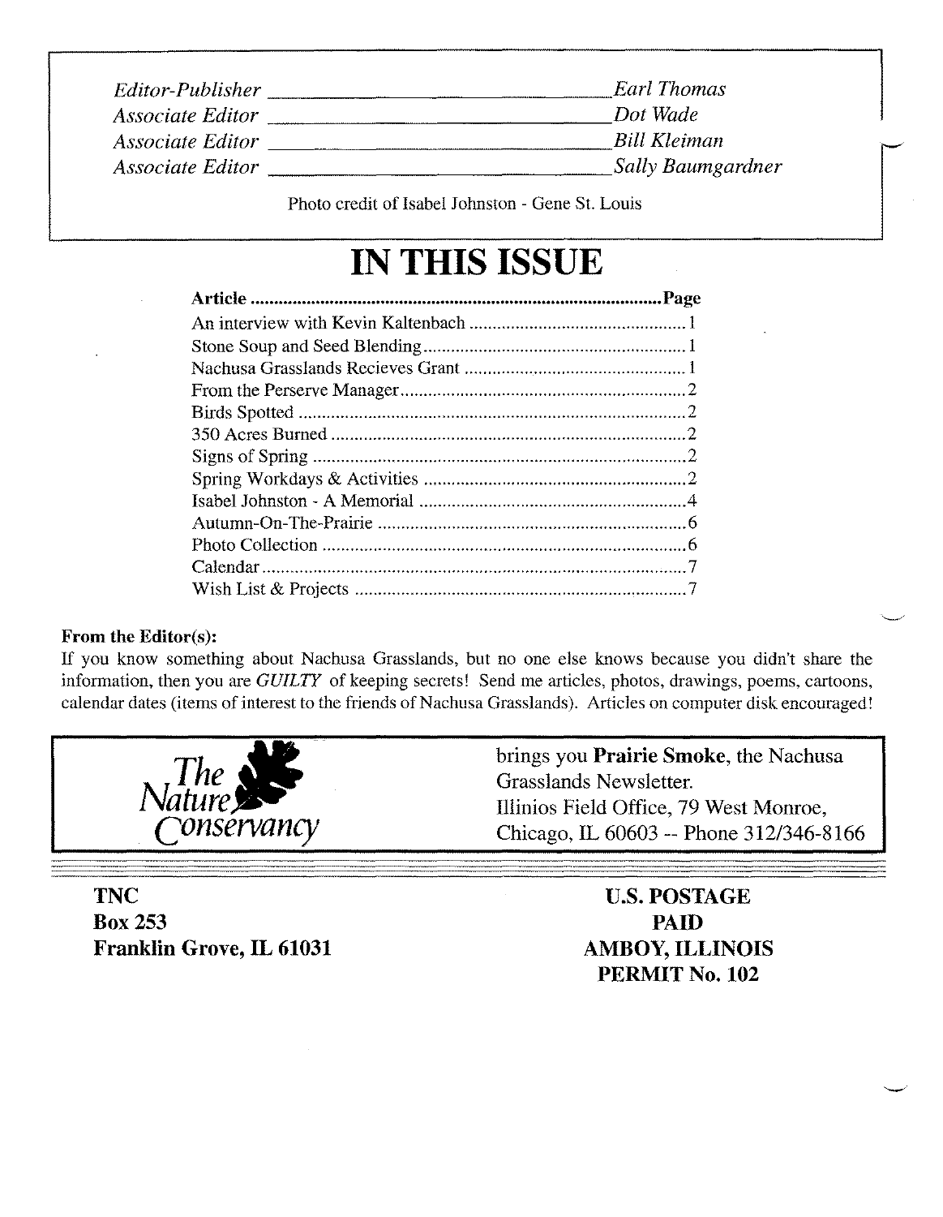| | |
|---|---|
| *Editor-Publisher* | *Earl Thomas* |
| *Associate Editor* | *Dot Wade* |
| *Associate Editor* | *Bill Kleiman* |
| *Associate Editor* | *Sally Baumgardner* |

Photo credit of Isabel Johnston - Gene St. Louis

# IN THIS ISSUE

| Article | Page |
|---|---|
| An interview with Kevin Kaltenbach | 1 |
| Stone Soup and Seed Blending | 1 |
| Nachusa Grasslands Recieves Grant | 1 |
| From the Perserve Manager | 2 |
| Birds Spotted | 2 |
| 350 Acres Burned | 2 |
| Signs of Spring | 2 |
| Spring Workdays & Activities | 2 |
| Isabel Johnston - A Memorial | 4 |
| Autumn-On-The-Prairie | 6 |
| Photo Collection | 6 |
| Calendar | 7 |
| Wish List & Projects | 7 |

**From the Editor(s):**

If you know something about Nachusa Grasslands, but no one else knows because you didn't share the information, then you are *GUILTY* of keeping secrets! Send me articles, photos, drawings, poems, cartoons, calendar dates (items of interest to the friends of Nachusa Grasslands). Articles on computer disk encouraged!

The Nature Conservancy brings you **Prairie Smoke**, the Nachusa Grasslands Newsletter.
Illinios Field Office, 79 West Monroe, Chicago, IL 60603 -- Phone 312/346-8166

**TNC**
**Box 253**
**Franklin Grove, IL 61031**

**U.S. POSTAGE**
**PAID**
**AMBOY, ILLINOIS**
**PERMIT No. 102**